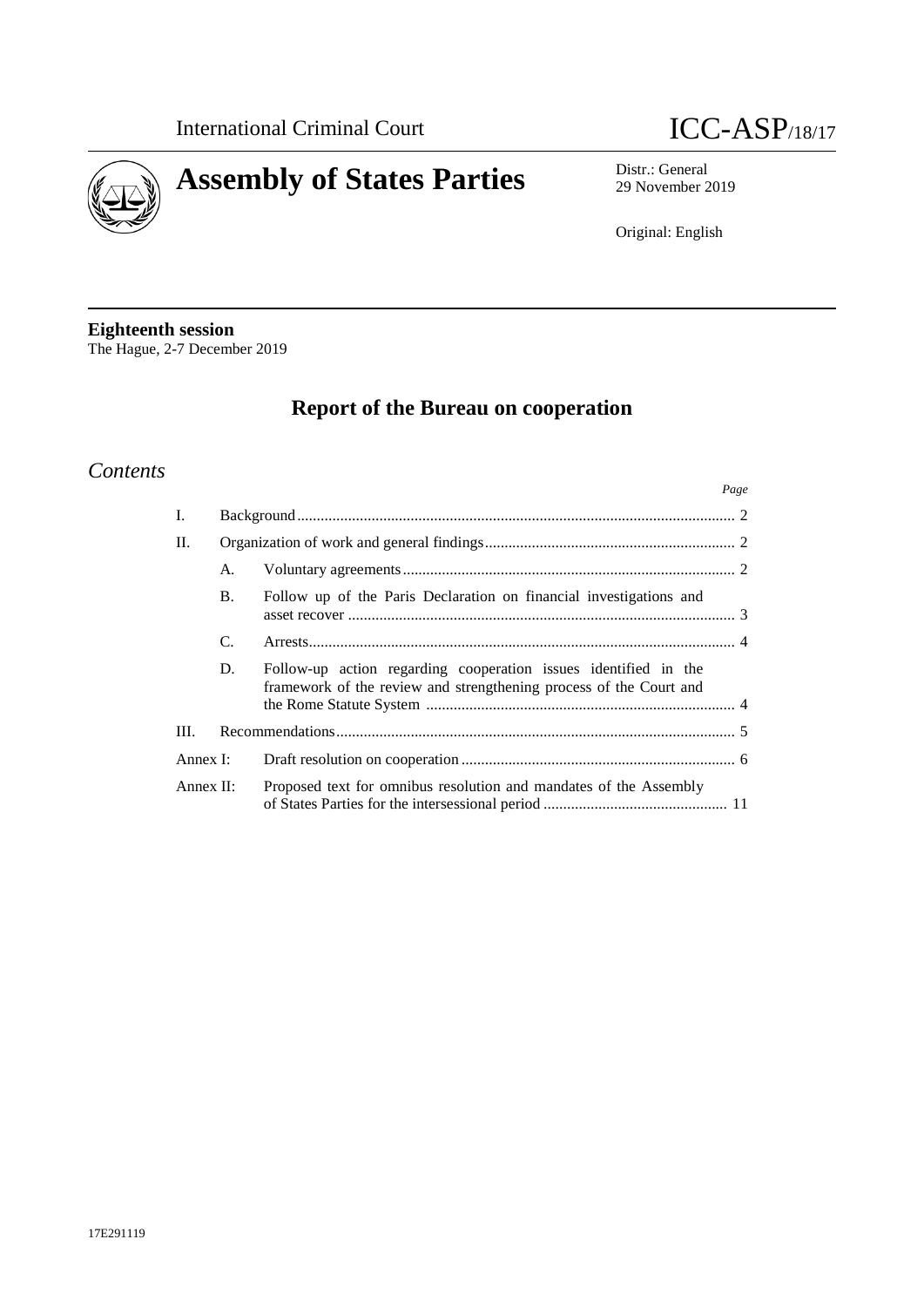International Criminal Court

# ICC-ASP/18/17

# Assembly of States Parties

Distr.: General
29 November 2019

Original: English

**Eighteenth session**
The Hague, 2-7 December 2019

## Report of the Bureau on cooperation

### *Contents*

| | | | *Page* |
|---|---|---|---|
| I. | | Background | 2 |
| II. | | Organization of work and general findings | 2 |
| | A. | Voluntary agreements | 2 |
| | B. | Follow up of the Paris Declaration on financial investigations and asset recover | 3 |
| | C. | Arrests | 4 |
| | D. | Follow-up action regarding cooperation issues identified in the framework of the review and strengthening process of the Court and the Rome Statute System | 4 |
| III. | | Recommendations | 5 |
| Annex I: | | Draft resolution on cooperation | 6 |
| Annex II: | | Proposed text for omnibus resolution and mandates of the Assembly of States Parties for the intersessional period | 11 |

17E291119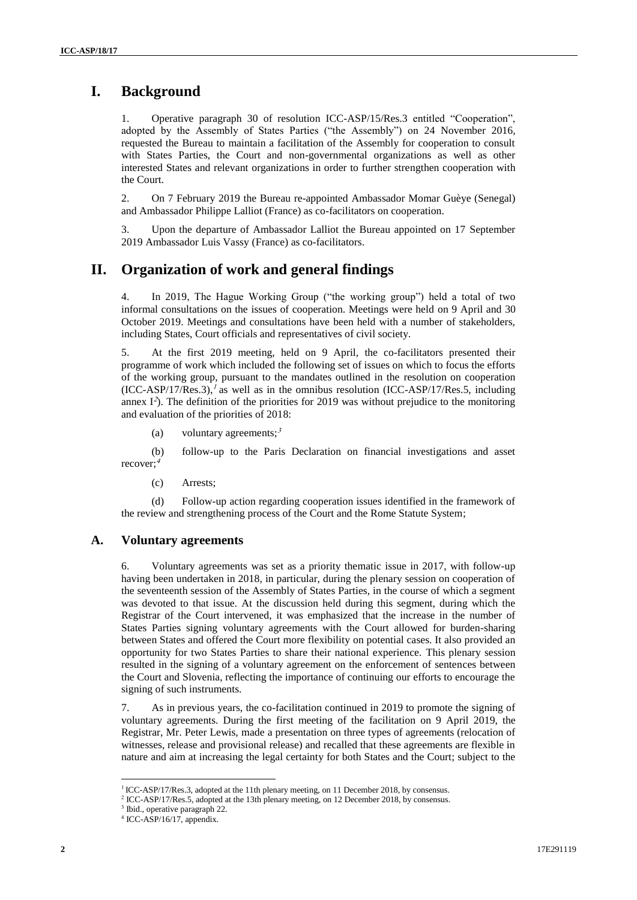# I. Background

1. Operative paragraph 30 of resolution ICC-ASP/15/Res.3 entitled "Cooperation", adopted by the Assembly of States Parties ("the Assembly") on 24 November 2016, requested the Bureau to maintain a facilitation of the Assembly for cooperation to consult with States Parties, the Court and non-governmental organizations as well as other interested States and relevant organizations in order to further strengthen cooperation with the Court.

2. On 7 February 2019 the Bureau re-appointed Ambassador Momar Guèye (Senegal) and Ambassador Philippe Lalliot (France) as co-facilitators on cooperation.

3. Upon the departure of Ambassador Lalliot the Bureau appointed on 17 September 2019 Ambassador Luis Vassy (France) as co-facilitators.

# II. Organization of work and general findings

4. In 2019, The Hague Working Group ("the working group") held a total of two informal consultations on the issues of cooperation. Meetings were held on 9 April and 30 October 2019. Meetings and consultations have been held with a number of stakeholders, including States, Court officials and representatives of civil society.

5. At the first 2019 meeting, held on 9 April, the co-facilitators presented their programme of work which included the following set of issues on which to focus the efforts of the working group, pursuant to the mandates outlined in the resolution on cooperation (ICC-ASP/17/Res.3),[1] as well as in the omnibus resolution (ICC-ASP/17/Res.5, including annex I[2]). The definition of the priorities for 2019 was without prejudice to the monitoring and evaluation of the priorities of 2018:

(a) voluntary agreements;[3]

(b) follow-up to the Paris Declaration on financial investigations and asset recover;[4]

(c) Arrests;

(d) Follow-up action regarding cooperation issues identified in the framework of the review and strengthening process of the Court and the Rome Statute System;

## A. Voluntary agreements

6. Voluntary agreements was set as a priority thematic issue in 2017, with follow-up having been undertaken in 2018, in particular, during the plenary session on cooperation of the seventeenth session of the Assembly of States Parties, in the course of which a segment was devoted to that issue. At the discussion held during this segment, during which the Registrar of the Court intervened, it was emphasized that the increase in the number of States Parties signing voluntary agreements with the Court allowed for burden-sharing between States and offered the Court more flexibility on potential cases. It also provided an opportunity for two States Parties to share their national experience. This plenary session resulted in the signing of a voluntary agreement on the enforcement of sentences between the Court and Slovenia, reflecting the importance of continuing our efforts to encourage the signing of such instruments.

7. As in previous years, the co-facilitation continued in 2019 to promote the signing of voluntary agreements. During the first meeting of the facilitation on 9 April 2019, the Registrar, Mr. Peter Lewis, made a presentation on three types of agreements (relocation of witnesses, release and provisional release) and recalled that these agreements are flexible in nature and aim at increasing the legal certainty for both States and the Court; subject to the

[1] ICC-ASP/17/Res.3, adopted at the 11th plenary meeting, on 11 December 2018, by consensus.
[2] ICC-ASP/17/Res.5, adopted at the 13th plenary meeting, on 12 December 2018, by consensus.
[3] Ibid., operative paragraph 22.
[4] ICC-ASP/16/17, appendix.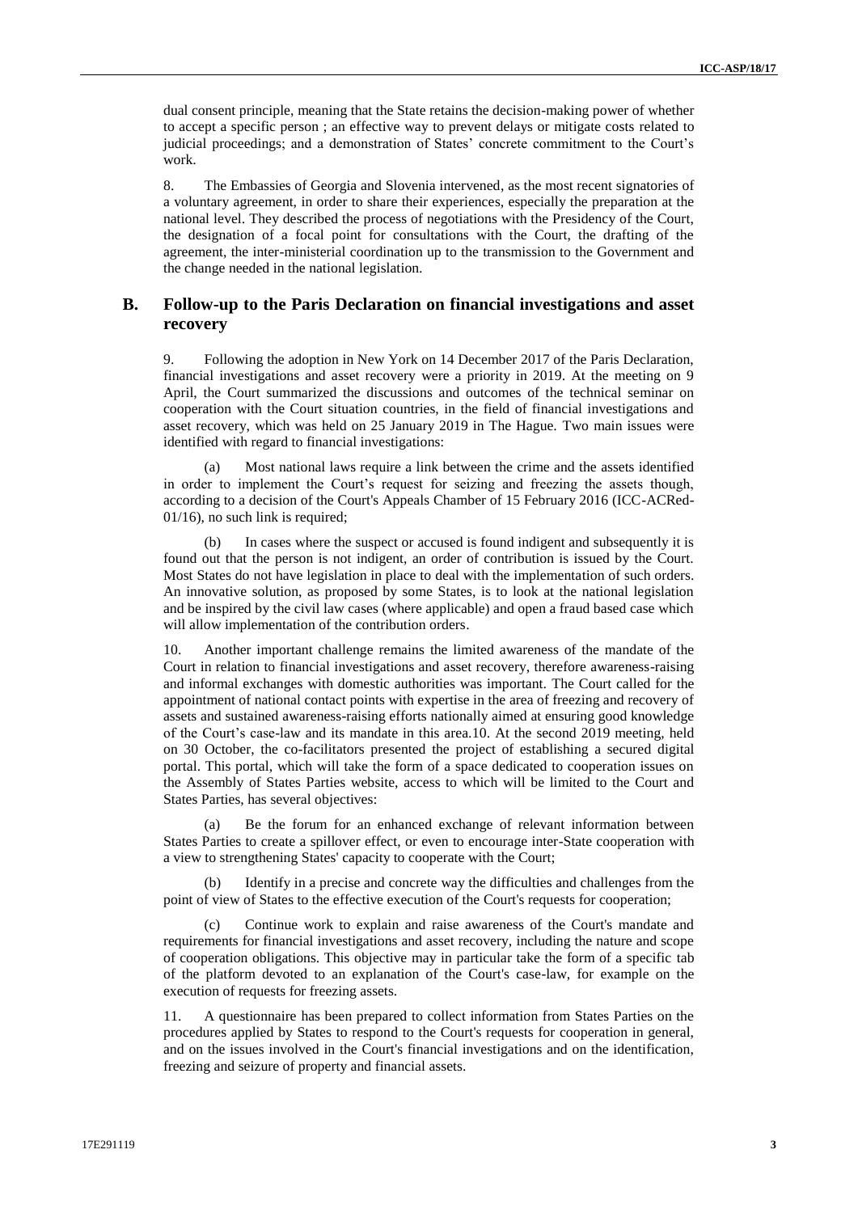dual consent principle, meaning that the State retains the decision-making power of whether to accept a specific person ; an effective way to prevent delays or mitigate costs related to judicial proceedings; and a demonstration of States' concrete commitment to the Court's work.

8. The Embassies of Georgia and Slovenia intervened, as the most recent signatories of a voluntary agreement, in order to share their experiences, especially the preparation at the national level. They described the process of negotiations with the Presidency of the Court, the designation of a focal point for consultations with the Court, the drafting of the agreement, the inter-ministerial coordination up to the transmission to the Government and the change needed in the national legislation.

## B. Follow-up to the Paris Declaration on financial investigations and asset recovery

9. Following the adoption in New York on 14 December 2017 of the Paris Declaration, financial investigations and asset recovery were a priority in 2019. At the meeting on 9 April, the Court summarized the discussions and outcomes of the technical seminar on cooperation with the Court situation countries, in the field of financial investigations and asset recovery, which was held on 25 January 2019 in The Hague. Two main issues were identified with regard to financial investigations:

(a) Most national laws require a link between the crime and the assets identified in order to implement the Court's request for seizing and freezing the assets though, according to a decision of the Court's Appeals Chamber of 15 February 2016 (ICC-ACRed-01/16), no such link is required;

(b) In cases where the suspect or accused is found indigent and subsequently it is found out that the person is not indigent, an order of contribution is issued by the Court. Most States do not have legislation in place to deal with the implementation of such orders. An innovative solution, as proposed by some States, is to look at the national legislation and be inspired by the civil law cases (where applicable) and open a fraud based case which will allow implementation of the contribution orders.

10. Another important challenge remains the limited awareness of the mandate of the Court in relation to financial investigations and asset recovery, therefore awareness-raising and informal exchanges with domestic authorities was important. The Court called for the appointment of national contact points with expertise in the area of freezing and recovery of assets and sustained awareness-raising efforts nationally aimed at ensuring good knowledge of the Court's case-law and its mandate in this area.10. At the second 2019 meeting, held on 30 October, the co-facilitators presented the project of establishing a secured digital portal. This portal, which will take the form of a space dedicated to cooperation issues on the Assembly of States Parties website, access to which will be limited to the Court and States Parties, has several objectives:

(a) Be the forum for an enhanced exchange of relevant information between States Parties to create a spillover effect, or even to encourage inter-State cooperation with a view to strengthening States' capacity to cooperate with the Court;

(b) Identify in a precise and concrete way the difficulties and challenges from the point of view of States to the effective execution of the Court's requests for cooperation;

(c) Continue work to explain and raise awareness of the Court's mandate and requirements for financial investigations and asset recovery, including the nature and scope of cooperation obligations. This objective may in particular take the form of a specific tab of the platform devoted to an explanation of the Court's case-law, for example on the execution of requests for freezing assets.

11. A questionnaire has been prepared to collect information from States Parties on the procedures applied by States to respond to the Court's requests for cooperation in general, and on the issues involved in the Court's financial investigations and on the identification, freezing and seizure of property and financial assets.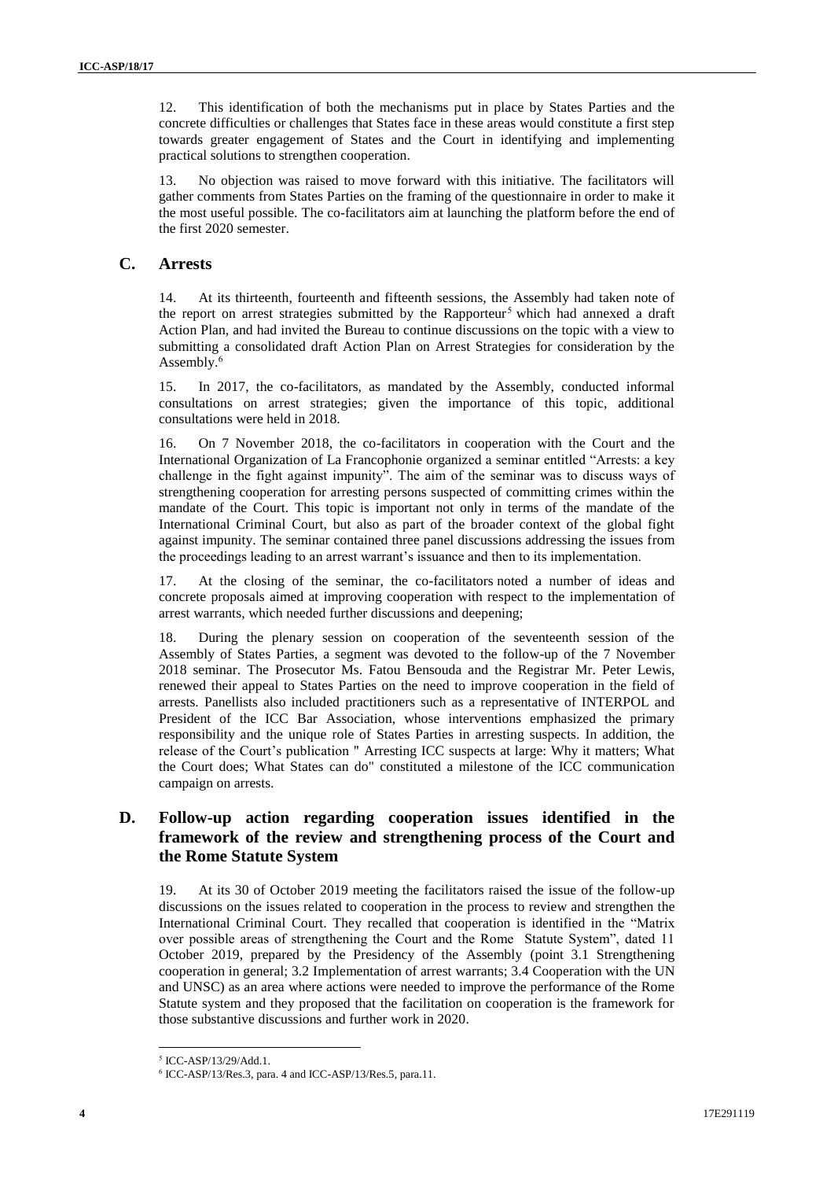12. This identification of both the mechanisms put in place by States Parties and the concrete difficulties or challenges that States face in these areas would constitute a first step towards greater engagement of States and the Court in identifying and implementing practical solutions to strengthen cooperation.

13. No objection was raised to move forward with this initiative. The facilitators will gather comments from States Parties on the framing of the questionnaire in order to make it the most useful possible. The co-facilitators aim at launching the platform before the end of the first 2020 semester.

## C. Arrests

14. At its thirteenth, fourteenth and fifteenth sessions, the Assembly had taken note of the report on arrest strategies submitted by the Rapporteur[5] which had annexed a draft Action Plan, and had invited the Bureau to continue discussions on the topic with a view to submitting a consolidated draft Action Plan on Arrest Strategies for consideration by the Assembly.[6]

15. In 2017, the co-facilitators, as mandated by the Assembly, conducted informal consultations on arrest strategies; given the importance of this topic, additional consultations were held in 2018.

16. On 7 November 2018, the co-facilitators in cooperation with the Court and the International Organization of La Francophonie organized a seminar entitled "Arrests: a key challenge in the fight against impunity". The aim of the seminar was to discuss ways of strengthening cooperation for arresting persons suspected of committing crimes within the mandate of the Court. This topic is important not only in terms of the mandate of the International Criminal Court, but also as part of the broader context of the global fight against impunity. The seminar contained three panel discussions addressing the issues from the proceedings leading to an arrest warrant's issuance and then to its implementation.

17. At the closing of the seminar, the co-facilitators noted a number of ideas and concrete proposals aimed at improving cooperation with respect to the implementation of arrest warrants, which needed further discussions and deepening;

18. During the plenary session on cooperation of the seventeenth session of the Assembly of States Parties, a segment was devoted to the follow-up of the 7 November 2018 seminar. The Prosecutor Ms. Fatou Bensouda and the Registrar Mr. Peter Lewis, renewed their appeal to States Parties on the need to improve cooperation in the field of arrests. Panellists also included practitioners such as a representative of INTERPOL and President of the ICC Bar Association, whose interventions emphasized the primary responsibility and the unique role of States Parties in arresting suspects. In addition, the release of the Court's publication " Arresting ICC suspects at large: Why it matters; What the Court does; What States can do" constituted a milestone of the ICC communication campaign on arrests.

## D. Follow-up action regarding cooperation issues identified in the framework of the review and strengthening process of the Court and the Rome Statute System

19. At its 30 of October 2019 meeting the facilitators raised the issue of the follow-up discussions on the issues related to cooperation in the process to review and strengthen the International Criminal Court. They recalled that cooperation is identified in the "Matrix over possible areas of strengthening the Court and the Rome Statute System", dated 11 October 2019, prepared by the Presidency of the Assembly (point 3.1 Strengthening cooperation in general; 3.2 Implementation of arrest warrants; 3.4 Cooperation with the UN and UNSC) as an area where actions were needed to improve the performance of the Rome Statute system and they proposed that the facilitation on cooperation is the framework for those substantive discussions and further work in 2020.

---

[5] ICC-ASP/13/29/Add.1.

[6] ICC-ASP/13/Res.3, para. 4 and ICC-ASP/13/Res.5, para.11.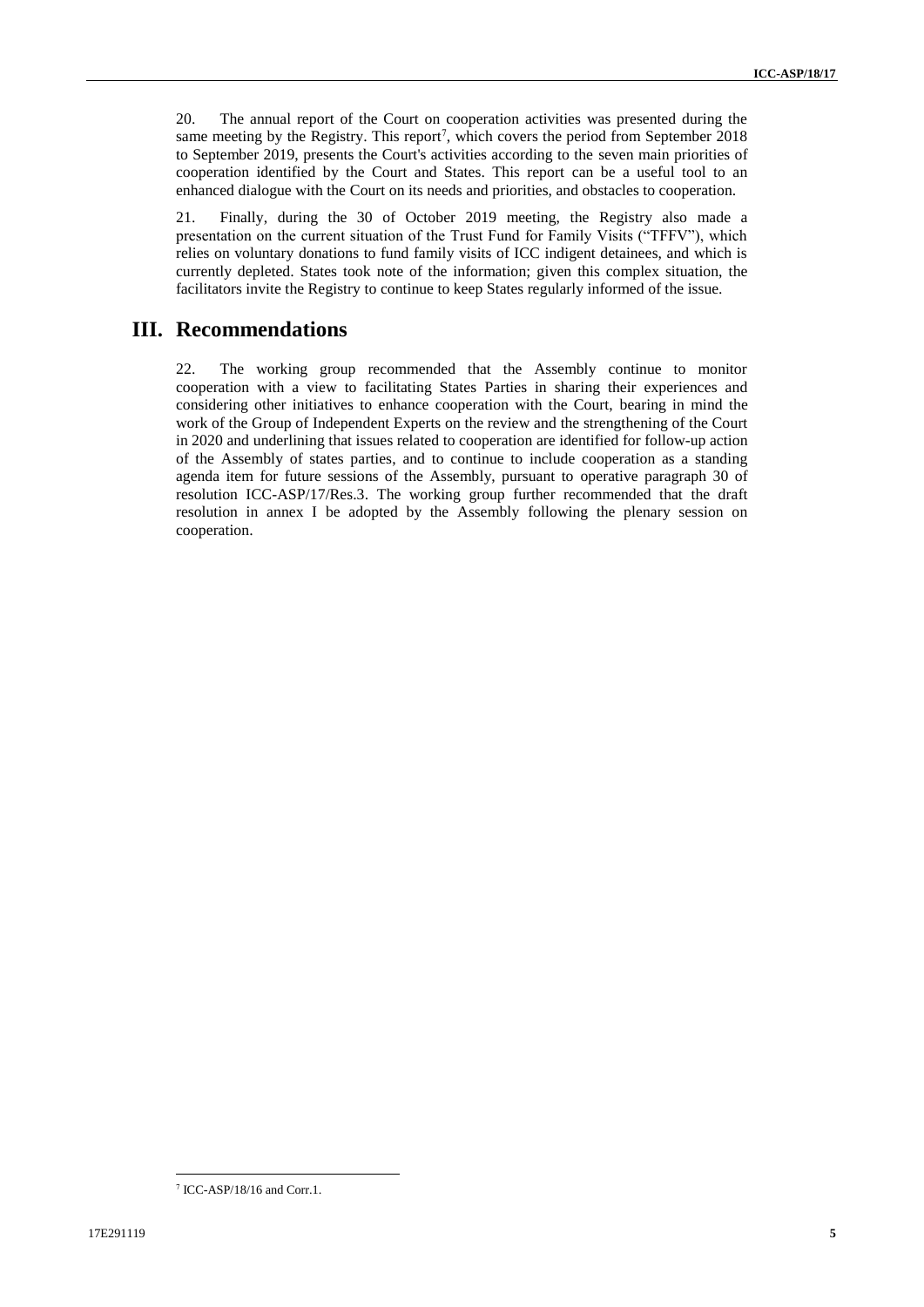20. The annual report of the Court on cooperation activities was presented during the same meeting by the Registry. This report[7], which covers the period from September 2018 to September 2019, presents the Court's activities according to the seven main priorities of cooperation identified by the Court and States. This report can be a useful tool to an enhanced dialogue with the Court on its needs and priorities, and obstacles to cooperation.

21. Finally, during the 30 of October 2019 meeting, the Registry also made a presentation on the current situation of the Trust Fund for Family Visits ("TFFV"), which relies on voluntary donations to fund family visits of ICC indigent detainees, and which is currently depleted. States took note of the information; given this complex situation, the facilitators invite the Registry to continue to keep States regularly informed of the issue.

## III. Recommendations

22. The working group recommended that the Assembly continue to monitor cooperation with a view to facilitating States Parties in sharing their experiences and considering other initiatives to enhance cooperation with the Court, bearing in mind the work of the Group of Independent Experts on the review and the strengthening of the Court in 2020 and underlining that issues related to cooperation are identified for follow-up action of the Assembly of states parties, and to continue to include cooperation as a standing agenda item for future sessions of the Assembly, pursuant to operative paragraph 30 of resolution ICC-ASP/17/Res.3. The working group further recommended that the draft resolution in annex I be adopted by the Assembly following the plenary session on cooperation.

---

[7] ICC-ASP/18/16 and Corr.1.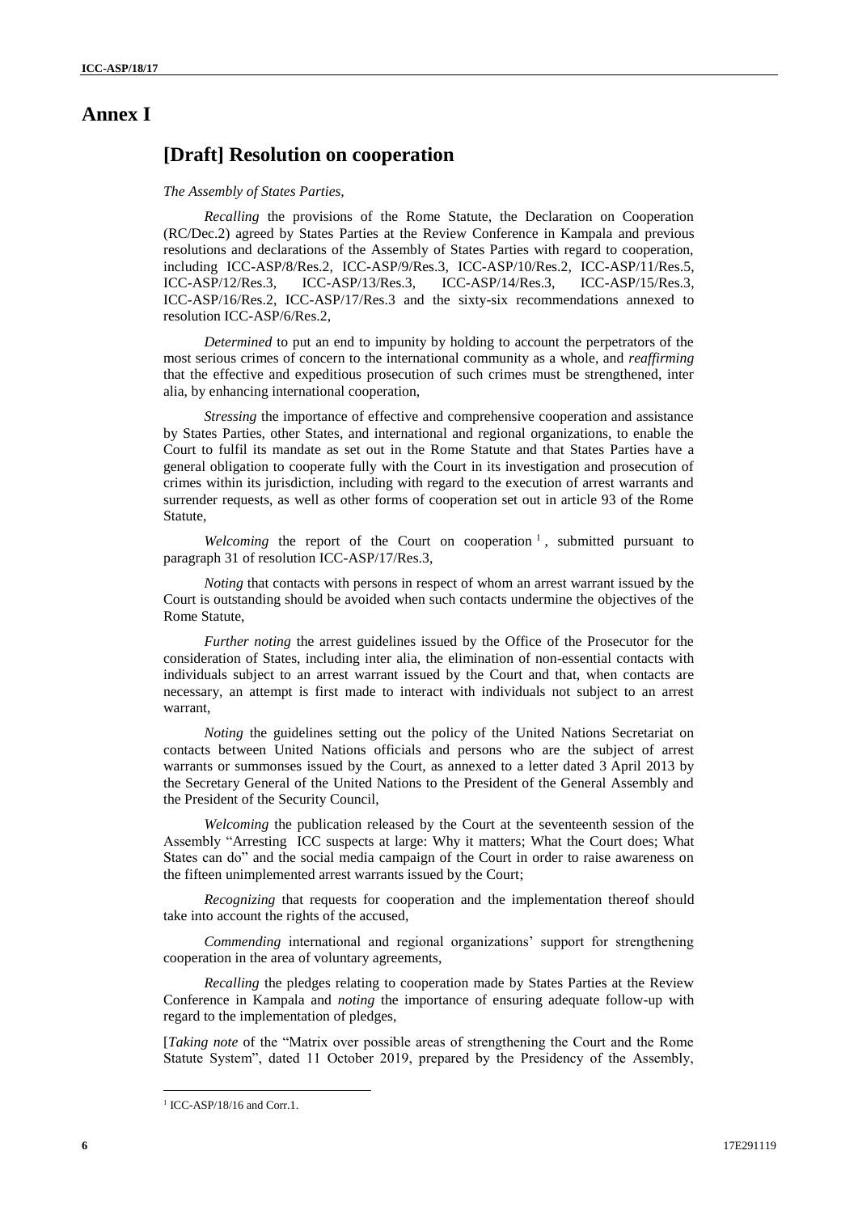# Annex I

## [Draft] Resolution on cooperation

*The Assembly of States Parties,*

*Recalling* the provisions of the Rome Statute, the Declaration on Cooperation (RC/Dec.2) agreed by States Parties at the Review Conference in Kampala and previous resolutions and declarations of the Assembly of States Parties with regard to cooperation, including ICC-ASP/8/Res.2, ICC-ASP/9/Res.3, ICC-ASP/10/Res.2, ICC-ASP/11/Res.5, ICC-ASP/12/Res.3, ICC-ASP/13/Res.3, ICC-ASP/14/Res.3, ICC-ASP/15/Res.3, ICC-ASP/16/Res.2, ICC-ASP/17/Res.3 and the sixty-six recommendations annexed to resolution ICC-ASP/6/Res.2,

*Determined* to put an end to impunity by holding to account the perpetrators of the most serious crimes of concern to the international community as a whole, and *reaffirming* that the effective and expeditious prosecution of such crimes must be strengthened, inter alia, by enhancing international cooperation,

*Stressing* the importance of effective and comprehensive cooperation and assistance by States Parties, other States, and international and regional organizations, to enable the Court to fulfil its mandate as set out in the Rome Statute and that States Parties have a general obligation to cooperate fully with the Court in its investigation and prosecution of crimes within its jurisdiction, including with regard to the execution of arrest warrants and surrender requests, as well as other forms of cooperation set out in article 93 of the Rome Statute,

*Welcoming* the report of the Court on cooperation[1], submitted pursuant to paragraph 31 of resolution ICC-ASP/17/Res.3,

*Noting* that contacts with persons in respect of whom an arrest warrant issued by the Court is outstanding should be avoided when such contacts undermine the objectives of the Rome Statute,

*Further noting* the arrest guidelines issued by the Office of the Prosecutor for the consideration of States, including inter alia, the elimination of non-essential contacts with individuals subject to an arrest warrant issued by the Court and that, when contacts are necessary, an attempt is first made to interact with individuals not subject to an arrest warrant,

*Noting* the guidelines setting out the policy of the United Nations Secretariat on contacts between United Nations officials and persons who are the subject of arrest warrants or summonses issued by the Court, as annexed to a letter dated 3 April 2013 by the Secretary General of the United Nations to the President of the General Assembly and the President of the Security Council,

*Welcoming* the publication released by the Court at the seventeenth session of the Assembly "Arresting ICC suspects at large: Why it matters; What the Court does; What States can do" and the social media campaign of the Court in order to raise awareness on the fifteen unimplemented arrest warrants issued by the Court;

*Recognizing* that requests for cooperation and the implementation thereof should take into account the rights of the accused,

*Commending* international and regional organizations' support for strengthening cooperation in the area of voluntary agreements,

*Recalling* the pledges relating to cooperation made by States Parties at the Review Conference in Kampala and *noting* the importance of ensuring adequate follow-up with regard to the implementation of pledges,

[*Taking note* of the "Matrix over possible areas of strengthening the Court and the Rome Statute System", dated 11 October 2019, prepared by the Presidency of the Assembly,

[1] ICC-ASP/18/16 and Corr.1.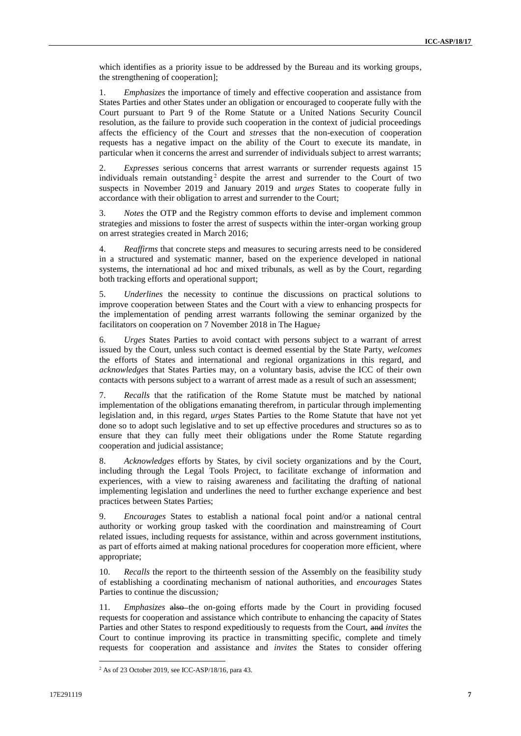which identifies as a priority issue to be addressed by the Bureau and its working groups, the strengthening of cooperation];

1. *Emphasizes* the importance of timely and effective cooperation and assistance from States Parties and other States under an obligation or encouraged to cooperate fully with the Court pursuant to Part 9 of the Rome Statute or a United Nations Security Council resolution, as the failure to provide such cooperation in the context of judicial proceedings affects the efficiency of the Court and *stresses* that the non-execution of cooperation requests has a negative impact on the ability of the Court to execute its mandate, in particular when it concerns the arrest and surrender of individuals subject to arrest warrants;

2. *Expresses* serious concerns that arrest warrants or surrender requests against 15 individuals remain outstanding[2] despite the arrest and surrender to the Court of two suspects in November 2019 and January 2019 and *urges* States to cooperate fully in accordance with their obligation to arrest and surrender to the Court;

3. *Notes* the OTP and the Registry common efforts to devise and implement common strategies and missions to foster the arrest of suspects within the inter-organ working group on arrest strategies created in March 2016;

4. *Reaffirms* that concrete steps and measures to securing arrests need to be considered in a structured and systematic manner, based on the experience developed in national systems, the international ad hoc and mixed tribunals, as well as by the Court, regarding both tracking efforts and operational support;

5. *Underlines* the necessity to continue the discussions on practical solutions to improve cooperation between States and the Court with a view to enhancing prospects for the implementation of pending arrest warrants following the seminar organized by the facilitators on cooperation on 7 November 2018 in The Hague~~;~~

6. *Urges* States Parties to avoid contact with persons subject to a warrant of arrest issued by the Court, unless such contact is deemed essential by the State Party, *welcomes* the efforts of States and international and regional organizations in this regard, and *acknowledges* that States Parties may, on a voluntary basis, advise the ICC of their own contacts with persons subject to a warrant of arrest made as a result of such an assessment;

7. *Recalls* that the ratification of the Rome Statute must be matched by national implementation of the obligations emanating therefrom, in particular through implementing legislation and, in this regard, *urges* States Parties to the Rome Statute that have not yet done so to adopt such legislative and to set up effective procedures and structures so as to ensure that they can fully meet their obligations under the Rome Statute regarding cooperation and judicial assistance;

8. *Acknowledges* efforts by States, by civil society organizations and by the Court, including through the Legal Tools Project, to facilitate exchange of information and experiences, with a view to raising awareness and facilitating the drafting of national implementing legislation and underlines the need to further exchange experience and best practices between States Parties;

9. *Encourages* States to establish a national focal point and/or a national central authority or working group tasked with the coordination and mainstreaming of Court related issues, including requests for assistance, within and across government institutions, as part of efforts aimed at making national procedures for cooperation more efficient, where appropriate;

10. *Recalls* the report to the thirteenth session of the Assembly on the feasibility study of establishing a coordinating mechanism of national authorities, and *encourages* States Parties to continue the discussion*;*

11. *Emphasizes* ~~also~~ the on-going efforts made by the Court in providing focused requests for cooperation and assistance which contribute to enhancing the capacity of States Parties and other States to respond expeditiously to requests from the Court, ~~and~~ *invites* the Court to continue improving its practice in transmitting specific, complete and timely requests for cooperation and assistance and *invites* the States to consider offering

[2] As of 23 October 2019, see ICC-ASP/18/16, para 43.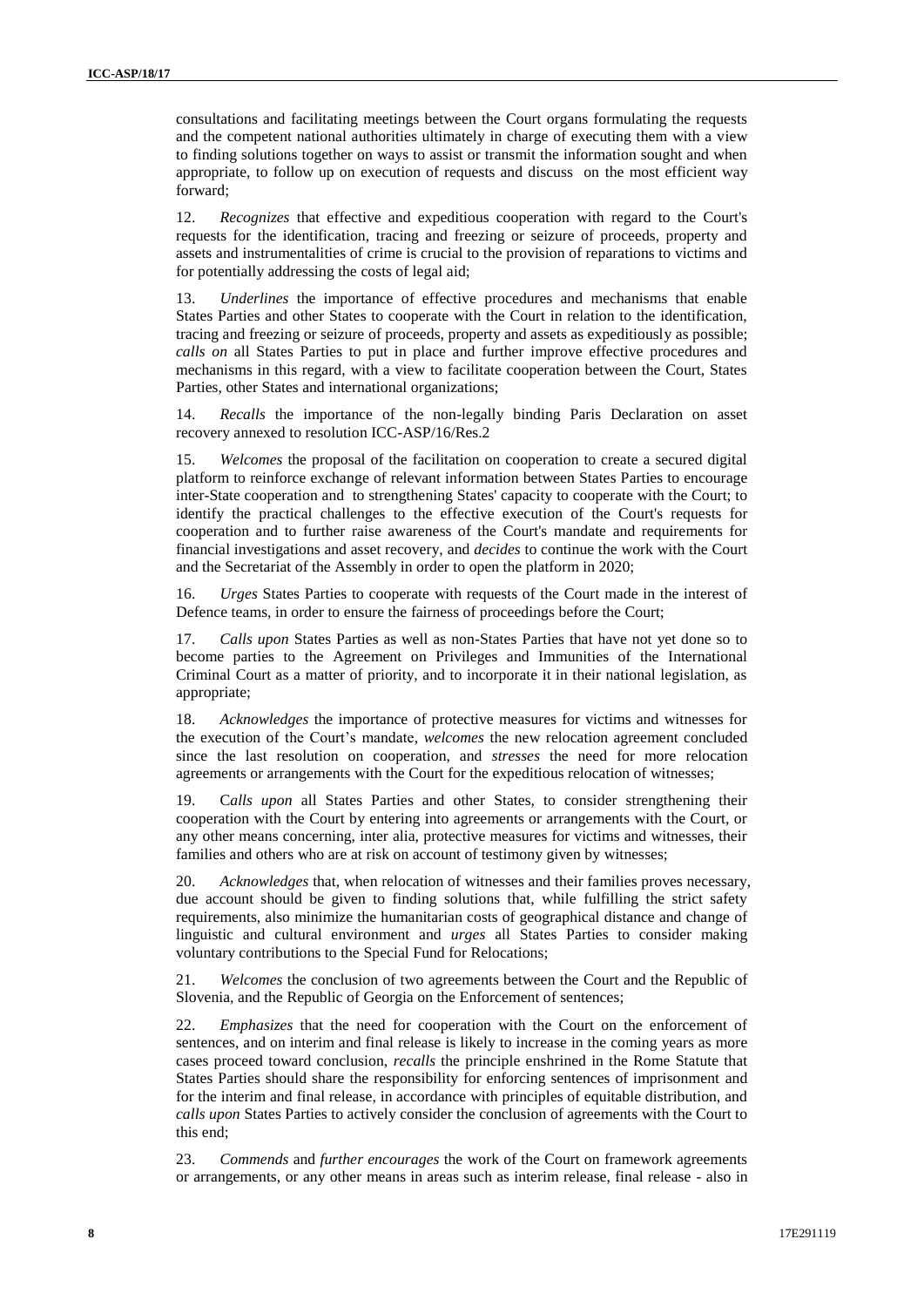consultations and facilitating meetings between the Court organs formulating the requests and the competent national authorities ultimately in charge of executing them with a view to finding solutions together on ways to assist or transmit the information sought and when appropriate, to follow up on execution of requests and discuss on the most efficient way forward;

12. *Recognizes* that effective and expeditious cooperation with regard to the Court's requests for the identification, tracing and freezing or seizure of proceeds, property and assets and instrumentalities of crime is crucial to the provision of reparations to victims and for potentially addressing the costs of legal aid;

13. *Underlines* the importance of effective procedures and mechanisms that enable States Parties and other States to cooperate with the Court in relation to the identification, tracing and freezing or seizure of proceeds, property and assets as expeditiously as possible; *calls on* all States Parties to put in place and further improve effective procedures and mechanisms in this regard, with a view to facilitate cooperation between the Court, States Parties, other States and international organizations;

14. *Recalls* the importance of the non-legally binding Paris Declaration on asset recovery annexed to resolution ICC-ASP/16/Res.2

15. *Welcomes* the proposal of the facilitation on cooperation to create a secured digital platform to reinforce exchange of relevant information between States Parties to encourage inter-State cooperation and to strengthening States' capacity to cooperate with the Court; to identify the practical challenges to the effective execution of the Court's requests for cooperation and to further raise awareness of the Court's mandate and requirements for financial investigations and asset recovery, and *decides* to continue the work with the Court and the Secretariat of the Assembly in order to open the platform in 2020;

16. *Urges* States Parties to cooperate with requests of the Court made in the interest of Defence teams, in order to ensure the fairness of proceedings before the Court;

17. *Calls upon* States Parties as well as non-States Parties that have not yet done so to become parties to the Agreement on Privileges and Immunities of the International Criminal Court as a matter of priority, and to incorporate it in their national legislation, as appropriate;

18. *Acknowledges* the importance of protective measures for victims and witnesses for the execution of the Court's mandate, *welcomes* the new relocation agreement concluded since the last resolution on cooperation, and *stresses* the need for more relocation agreements or arrangements with the Court for the expeditious relocation of witnesses;

19. C*alls upon* all States Parties and other States, to consider strengthening their cooperation with the Court by entering into agreements or arrangements with the Court, or any other means concerning, inter alia, protective measures for victims and witnesses, their families and others who are at risk on account of testimony given by witnesses;

20. *Acknowledges* that, when relocation of witnesses and their families proves necessary, due account should be given to finding solutions that, while fulfilling the strict safety requirements, also minimize the humanitarian costs of geographical distance and change of linguistic and cultural environment and *urges* all States Parties to consider making voluntary contributions to the Special Fund for Relocations;

21. *Welcomes* the conclusion of two agreements between the Court and the Republic of Slovenia, and the Republic of Georgia on the Enforcement of sentences;

22. *Emphasizes* that the need for cooperation with the Court on the enforcement of sentences, and on interim and final release is likely to increase in the coming years as more cases proceed toward conclusion, *recalls* the principle enshrined in the Rome Statute that States Parties should share the responsibility for enforcing sentences of imprisonment and for the interim and final release, in accordance with principles of equitable distribution, and *calls upon* States Parties to actively consider the conclusion of agreements with the Court to this end;

23. *Commends* and *further encourages* the work of the Court on framework agreements or arrangements, or any other means in areas such as interim release, final release - also in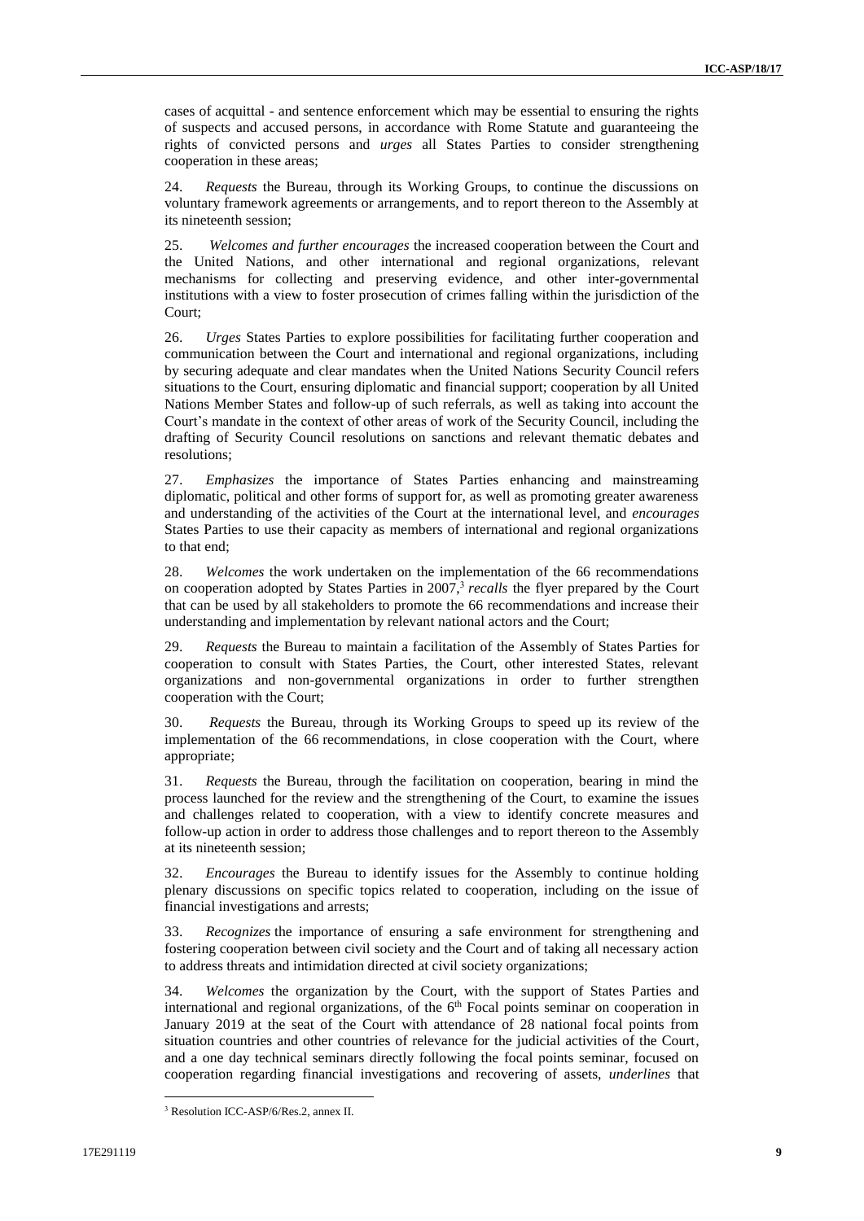cases of acquittal - and sentence enforcement which may be essential to ensuring the rights of suspects and accused persons, in accordance with Rome Statute and guaranteeing the rights of convicted persons and *urges* all States Parties to consider strengthening cooperation in these areas;

24. *Requests* the Bureau, through its Working Groups, to continue the discussions on voluntary framework agreements or arrangements, and to report thereon to the Assembly at its nineteenth session;

25. *Welcomes and further encourages* the increased cooperation between the Court and the United Nations, and other international and regional organizations, relevant mechanisms for collecting and preserving evidence, and other inter-governmental institutions with a view to foster prosecution of crimes falling within the jurisdiction of the Court;

26. *Urges* States Parties to explore possibilities for facilitating further cooperation and communication between the Court and international and regional organizations, including by securing adequate and clear mandates when the United Nations Security Council refers situations to the Court, ensuring diplomatic and financial support; cooperation by all United Nations Member States and follow-up of such referrals, as well as taking into account the Court's mandate in the context of other areas of work of the Security Council, including the drafting of Security Council resolutions on sanctions and relevant thematic debates and resolutions;

27. *Emphasizes* the importance of States Parties enhancing and mainstreaming diplomatic, political and other forms of support for, as well as promoting greater awareness and understanding of the activities of the Court at the international level, and *encourages* States Parties to use their capacity as members of international and regional organizations to that end;

28. *Welcomes* the work undertaken on the implementation of the 66 recommendations on cooperation adopted by States Parties in 2007,[3] *recalls* the flyer prepared by the Court that can be used by all stakeholders to promote the 66 recommendations and increase their understanding and implementation by relevant national actors and the Court;

29. *Requests* the Bureau to maintain a facilitation of the Assembly of States Parties for cooperation to consult with States Parties, the Court, other interested States, relevant organizations and non-governmental organizations in order to further strengthen cooperation with the Court;

30. *Requests* the Bureau, through its Working Groups to speed up its review of the implementation of the 66 recommendations, in close cooperation with the Court, where appropriate;

31. *Requests* the Bureau, through the facilitation on cooperation, bearing in mind the process launched for the review and the strengthening of the Court, to examine the issues and challenges related to cooperation, with a view to identify concrete measures and follow-up action in order to address those challenges and to report thereon to the Assembly at its nineteenth session;

32. *Encourages* the Bureau to identify issues for the Assembly to continue holding plenary discussions on specific topics related to cooperation, including on the issue of financial investigations and arrests;

33. *Recognizes* the importance of ensuring a safe environment for strengthening and fostering cooperation between civil society and the Court and of taking all necessary action to address threats and intimidation directed at civil society organizations;

34. *Welcomes* the organization by the Court, with the support of States Parties and international and regional organizations, of the 6th Focal points seminar on cooperation in January 2019 at the seat of the Court with attendance of 28 national focal points from situation countries and other countries of relevance for the judicial activities of the Court, and a one day technical seminars directly following the focal points seminar, focused on cooperation regarding financial investigations and recovering of assets, *underlines* that

[3] Resolution ICC-ASP/6/Res.2, annex II.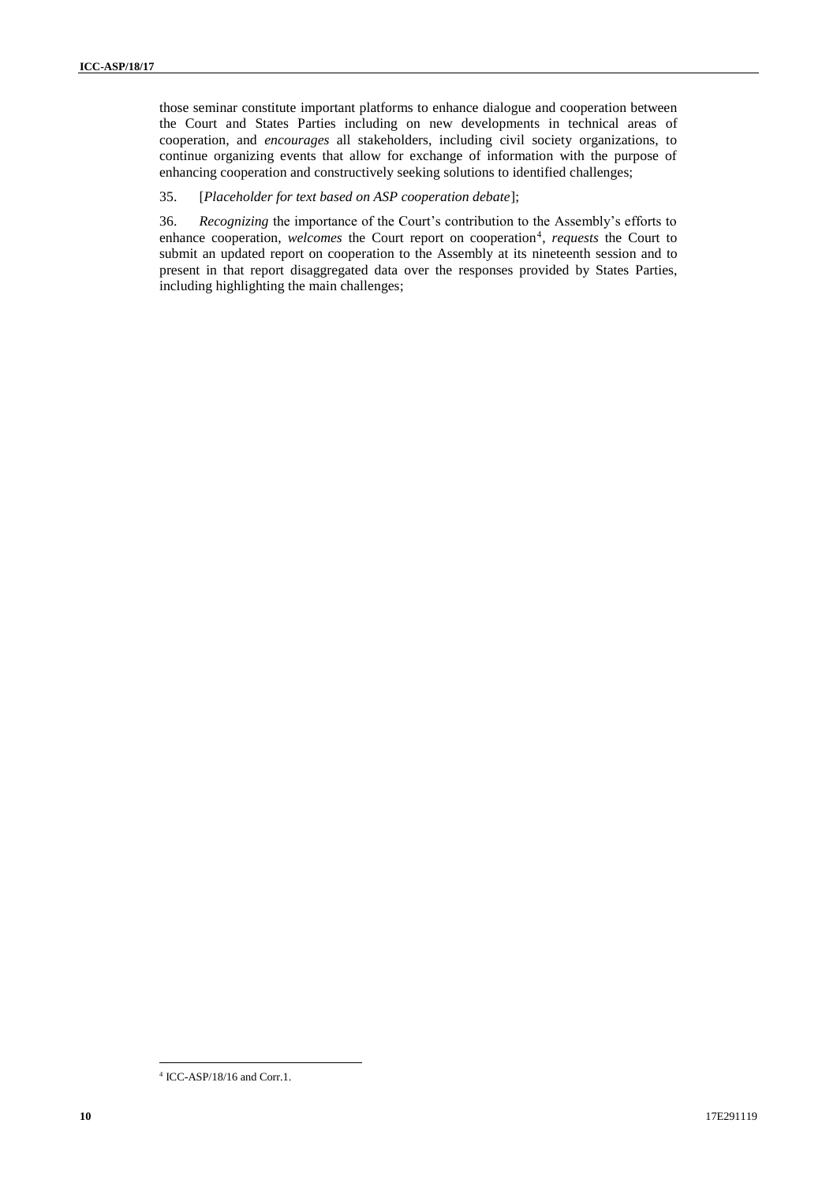those seminar constitute important platforms to enhance dialogue and cooperation between the Court and States Parties including on new developments in technical areas of cooperation, and *encourages* all stakeholders, including civil society organizations, to continue organizing events that allow for exchange of information with the purpose of enhancing cooperation and constructively seeking solutions to identified challenges;

35. [*Placeholder for text based on ASP cooperation debate*];

36. *Recognizing* the importance of the Court's contribution to the Assembly's efforts to enhance cooperation, *welcomes* the Court report on cooperation[4], *requests* the Court to submit an updated report on cooperation to the Assembly at its nineteenth session and to present in that report disaggregated data over the responses provided by States Parties, including highlighting the main challenges;

---

[4] ICC-ASP/18/16 and Corr.1.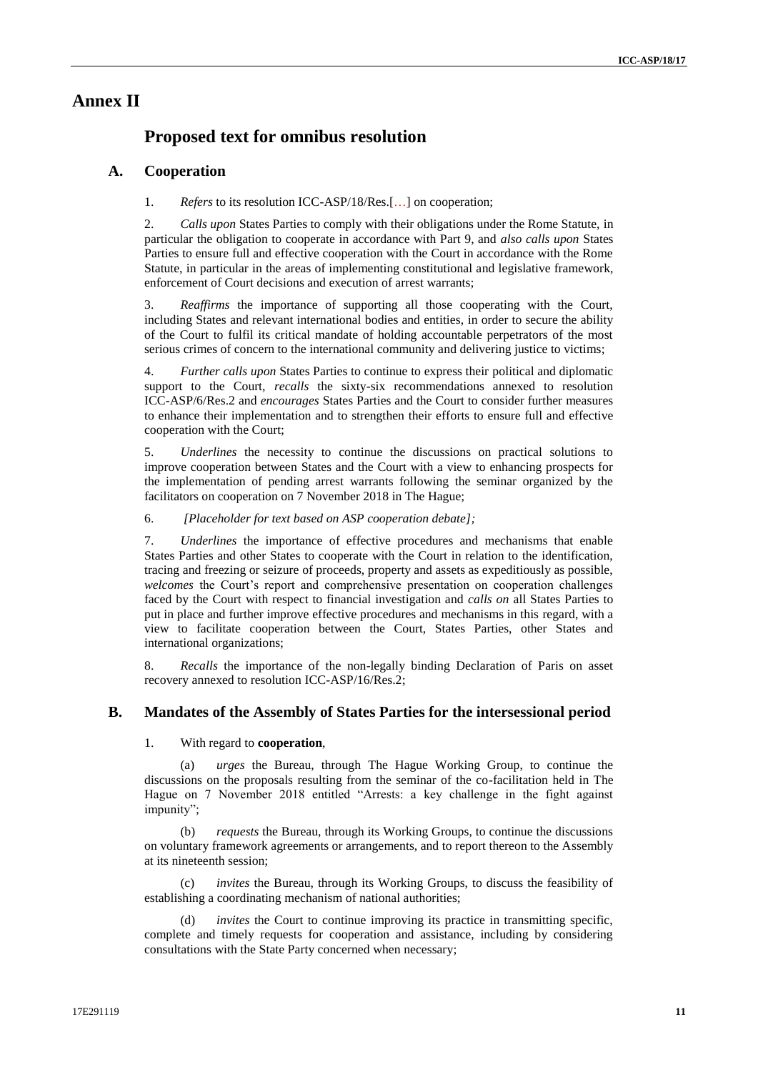# Annex II

## Proposed text for omnibus resolution

### A. Cooperation

1. *Refers* to its resolution ICC-ASP/18/Res.[…] on cooperation;

2. *Calls upon* States Parties to comply with their obligations under the Rome Statute, in particular the obligation to cooperate in accordance with Part 9, and *also calls upon* States Parties to ensure full and effective cooperation with the Court in accordance with the Rome Statute, in particular in the areas of implementing constitutional and legislative framework, enforcement of Court decisions and execution of arrest warrants;

3. *Reaffirms* the importance of supporting all those cooperating with the Court, including States and relevant international bodies and entities, in order to secure the ability of the Court to fulfil its critical mandate of holding accountable perpetrators of the most serious crimes of concern to the international community and delivering justice to victims;

4. *Further calls upon* States Parties to continue to express their political and diplomatic support to the Court, *recalls* the sixty-six recommendations annexed to resolution ICC-ASP/6/Res.2 and *encourages* States Parties and the Court to consider further measures to enhance their implementation and to strengthen their efforts to ensure full and effective cooperation with the Court;

5. *Underlines* the necessity to continue the discussions on practical solutions to improve cooperation between States and the Court with a view to enhancing prospects for the implementation of pending arrest warrants following the seminar organized by the facilitators on cooperation on 7 November 2018 in The Hague;

6. *[Placeholder for text based on ASP cooperation debate];*

7. *Underlines* the importance of effective procedures and mechanisms that enable States Parties and other States to cooperate with the Court in relation to the identification, tracing and freezing or seizure of proceeds, property and assets as expeditiously as possible, *welcomes* the Court's report and comprehensive presentation on cooperation challenges faced by the Court with respect to financial investigation and *calls on* all States Parties to put in place and further improve effective procedures and mechanisms in this regard, with a view to facilitate cooperation between the Court, States Parties, other States and international organizations;

8. *Recalls* the importance of the non-legally binding Declaration of Paris on asset recovery annexed to resolution ICC-ASP/16/Res.2;

### B. Mandates of the Assembly of States Parties for the intersessional period

1. With regard to **cooperation**,

(a) *urges* the Bureau, through The Hague Working Group, to continue the discussions on the proposals resulting from the seminar of the co-facilitation held in The Hague on 7 November 2018 entitled "Arrests: a key challenge in the fight against impunity";

(b) *requests* the Bureau, through its Working Groups, to continue the discussions on voluntary framework agreements or arrangements, and to report thereon to the Assembly at its nineteenth session;

(c) *invites* the Bureau, through its Working Groups, to discuss the feasibility of establishing a coordinating mechanism of national authorities;

(d) *invites* the Court to continue improving its practice in transmitting specific, complete and timely requests for cooperation and assistance, including by considering consultations with the State Party concerned when necessary;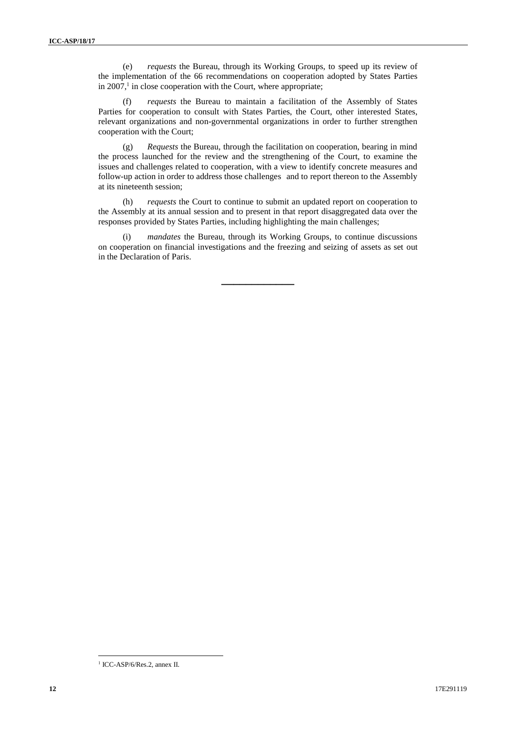(e) *requests* the Bureau, through its Working Groups, to speed up its review of the implementation of the 66 recommendations on cooperation adopted by States Parties in 2007,[1] in close cooperation with the Court, where appropriate;

(f) *requests* the Bureau to maintain a facilitation of the Assembly of States Parties for cooperation to consult with States Parties, the Court, other interested States, relevant organizations and non-governmental organizations in order to further strengthen cooperation with the Court;

(g) *Requests* the Bureau, through the facilitation on cooperation, bearing in mind the process launched for the review and the strengthening of the Court, to examine the issues and challenges related to cooperation, with a view to identify concrete measures and follow-up action in order to address those challenges and to report thereon to the Assembly at its nineteenth session;

(h) *requests* the Court to continue to submit an updated report on cooperation to the Assembly at its annual session and to present in that report disaggregated data over the responses provided by States Parties, including highlighting the main challenges;

(i) *mandates* the Bureau, through its Working Groups, to continue discussions on cooperation on financial investigations and the freezing and seizing of assets as set out in the Declaration of Paris.

---

[1] ICC-ASP/6/Res.2, annex II.